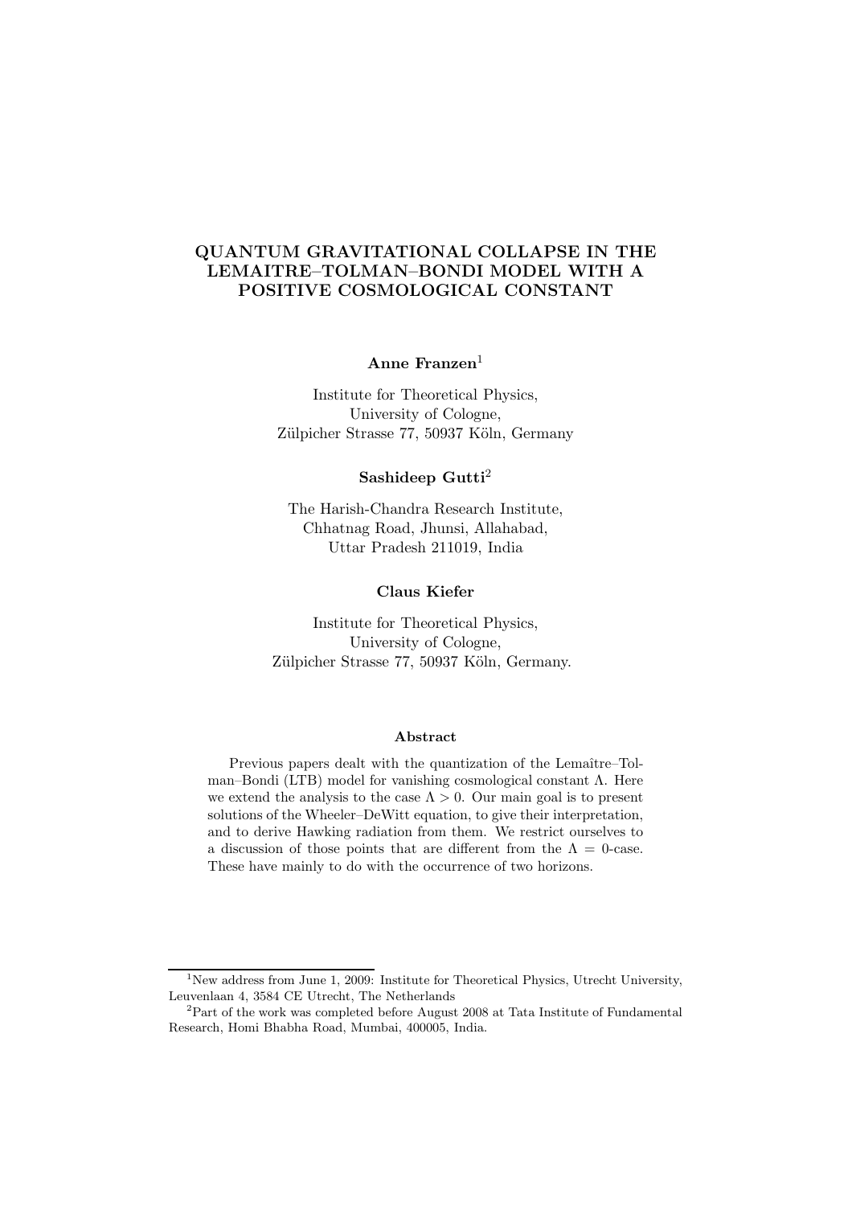# QUANTUM GRAVITATIONAL COLLAPSE IN THE LEMAITRE–TOLMAN–BONDI MODEL WITH A POSITIVE COSMOLOGICAL CONSTANT

**Anne Franzen**[1]

Institute for Theoretical Physics,
University of Cologne,
Zülpicher Strasse 77, 50937 Köln, Germany

**Sashideep Gutti**[2]

The Harish-Chandra Research Institute,
Chhatnag Road, Jhunsi, Allahabad,
Uttar Pradesh 211019, India

**Claus Kiefer**

Institute for Theoretical Physics,
University of Cologne,
Zülpicher Strasse 77, 50937 Köln, Germany.

### Abstract

Previous papers dealt with the quantization of the Lemaître–Tolman–Bondi (LTB) model for vanishing cosmological constant $\Lambda$. Here we extend the analysis to the case $\Lambda > 0$. Our main goal is to present solutions of the Wheeler–DeWitt equation, to give their interpretation, and to derive Hawking radiation from them. We restrict ourselves to a discussion of those points that are different from the $\Lambda = 0$-case. These have mainly to do with the occurrence of two horizons.

---

[1] New address from June 1, 2009: Institute for Theoretical Physics, Utrecht University, Leuvenlaan 4, 3584 CE Utrecht, The Netherlands

[2] Part of the work was completed before August 2008 at Tata Institute of Fundamental Research, Homi Bhabha Road, Mumbai, 400005, India.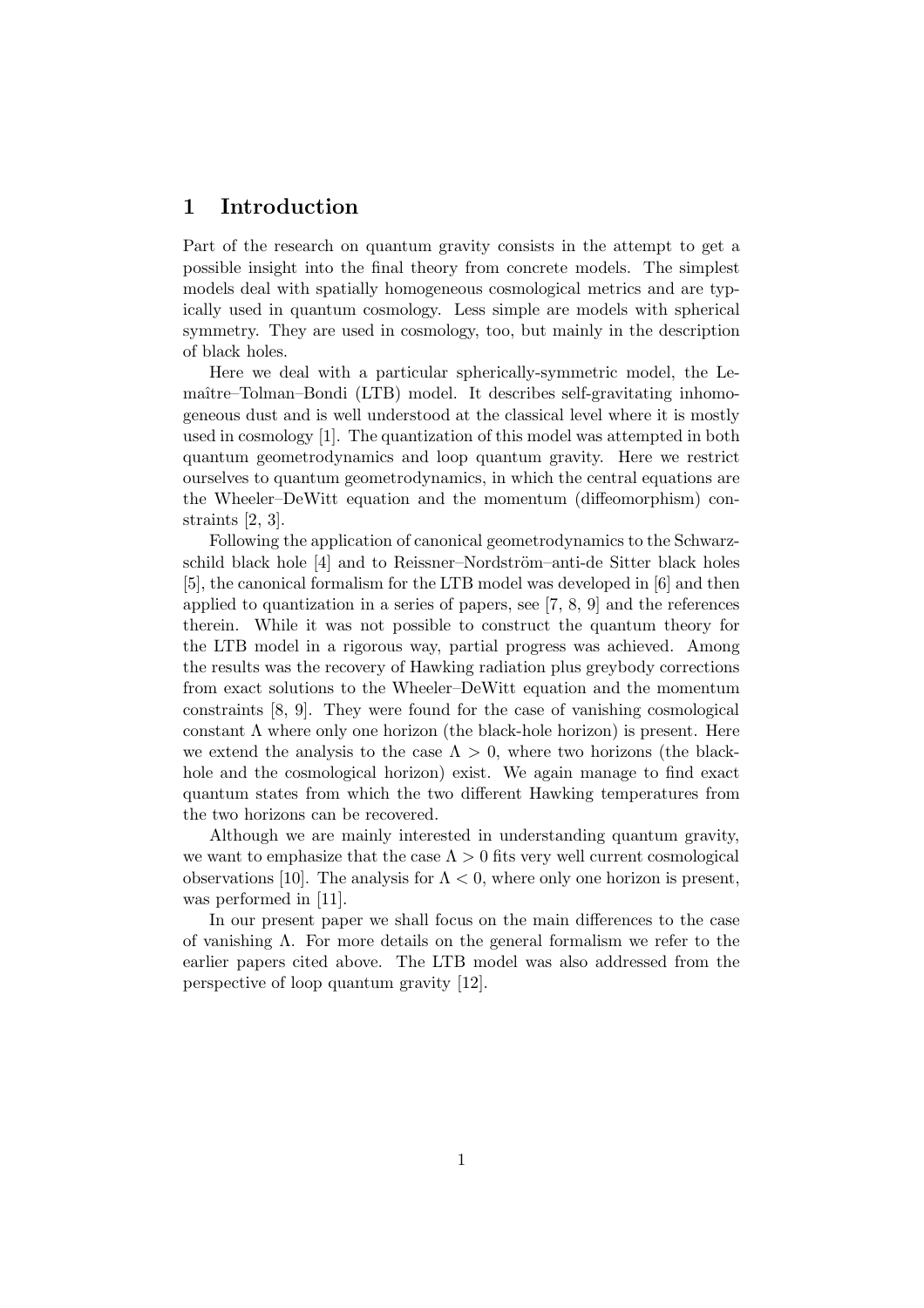## 1 Introduction

Part of the research on quantum gravity consists in the attempt to get a possible insight into the final theory from concrete models. The simplest models deal with spatially homogeneous cosmological metrics and are typically used in quantum cosmology. Less simple are models with spherical symmetry. They are used in cosmology, too, but mainly in the description of black holes.

Here we deal with a particular spherically-symmetric model, the Lemaître–Tolman–Bondi (LTB) model. It describes self-gravitating inhomogeneous dust and is well understood at the classical level where it is mostly used in cosmology [1]. The quantization of this model was attempted in both quantum geometrodynamics and loop quantum gravity. Here we restrict ourselves to quantum geometrodynamics, in which the central equations are the Wheeler–DeWitt equation and the momentum (diffeomorphism) constraints [2, 3].

Following the application of canonical geometrodynamics to the Schwarzschild black hole [4] and to Reissner–Nordström–anti-de Sitter black holes [5], the canonical formalism for the LTB model was developed in [6] and then applied to quantization in a series of papers, see [7, 8, 9] and the references therein. While it was not possible to construct the quantum theory for the LTB model in a rigorous way, partial progress was achieved. Among the results was the recovery of Hawking radiation plus greybody corrections from exact solutions to the Wheeler–DeWitt equation and the momentum constraints [8, 9]. They were found for the case of vanishing cosmological constant $\Lambda$ where only one horizon (the black-hole horizon) is present. Here we extend the analysis to the case $\Lambda > 0$, where two horizons (the black-hole and the cosmological horizon) exist. We again manage to find exact quantum states from which the two different Hawking temperatures from the two horizons can be recovered.

Although we are mainly interested in understanding quantum gravity, we want to emphasize that the case $\Lambda > 0$ fits very well current cosmological observations [10]. The analysis for $\Lambda < 0$, where only one horizon is present, was performed in [11].

In our present paper we shall focus on the main differences to the case of vanishing $\Lambda$. For more details on the general formalism we refer to the earlier papers cited above. The LTB model was also addressed from the perspective of loop quantum gravity [12].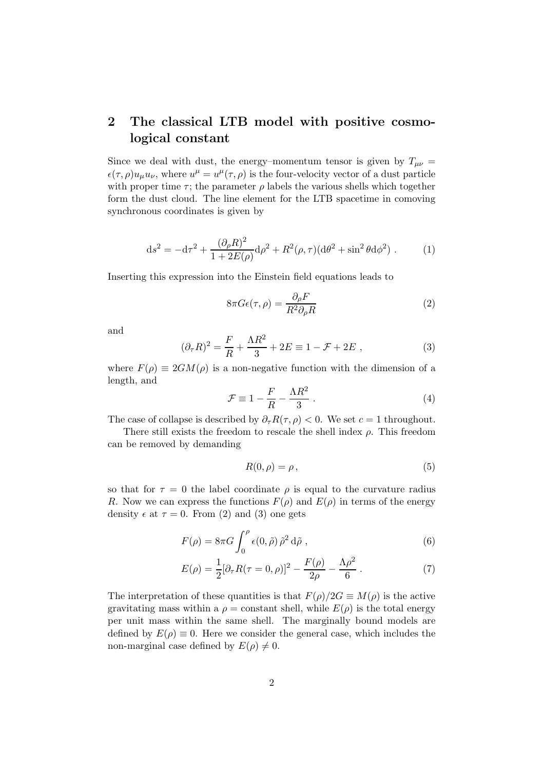## 2 The classical LTB model with positive cosmological constant

Since we deal with dust, the energy–momentum tensor is given by $T_{\mu\nu} = \epsilon(\tau,\rho)u_\mu u_\nu$, where $u^\mu = u^\mu(\tau,\rho)$ is the four-velocity vector of a dust particle with proper time $\tau$; the parameter $\rho$ labels the various shells which together form the dust cloud. The line element for the LTB spacetime in comoving synchronous coordinates is given by

$$\mathrm{d}s^2 = -\mathrm{d}\tau^2 + \frac{(\partial_\rho R)^2}{1+2E(\rho)}\mathrm{d}\rho^2 + R^2(\rho,\tau)(\mathrm{d}\theta^2 + \sin^2\theta\mathrm{d}\phi^2) \ . \tag{1}$$

Inserting this expression into the Einstein field equations leads to

$$8\pi G\epsilon(\tau,\rho) = \frac{\partial_\rho F}{R^2\partial_\rho R} \tag{2}$$

and

$$(\partial_\tau R)^2 = \frac{F}{R} + \frac{\Lambda R^2}{3} + 2E \equiv 1 - \mathcal{F} + 2E \ , \tag{3}$$

where $F(\rho) \equiv 2GM(\rho)$ is a non-negative function with the dimension of a length, and

$$\mathcal{F} \equiv 1 - \frac{F}{R} - \frac{\Lambda R^2}{3} \ . \tag{4}$$

The case of collapse is described by $\partial_\tau R(\tau,\rho) < 0$. We set $c = 1$ throughout.

There still exists the freedom to rescale the shell index $\rho$. This freedom can be removed by demanding

$$R(0,\rho) = \rho \, , \tag{5}$$

so that for $\tau = 0$ the label coordinate $\rho$ is equal to the curvature radius $R$. Now we can express the functions $F(\rho)$ and $E(\rho)$ in terms of the energy density $\epsilon$ at $\tau = 0$. From (2) and (3) one gets

$$F(\rho) = 8\pi G\int_0^\rho \epsilon(0,\tilde\rho)\,\tilde\rho^2\,\mathrm{d}\tilde\rho \ , \tag{6}$$

$$E(\rho) = \frac{1}{2}[\partial_\tau R(\tau=0,\rho)]^2 - \frac{F(\rho)}{2\rho} - \frac{\Lambda\rho^2}{6} \ . \tag{7}$$

The interpretation of these quantities is that $F(\rho)/2G \equiv M(\rho)$ is the active gravitating mass within a $\rho =$ constant shell, while $E(\rho)$ is the total energy per unit mass within the same shell. The marginally bound models are defined by $E(\rho) \equiv 0$. Here we consider the general case, which includes the non-marginal case defined by $E(\rho) \neq 0$.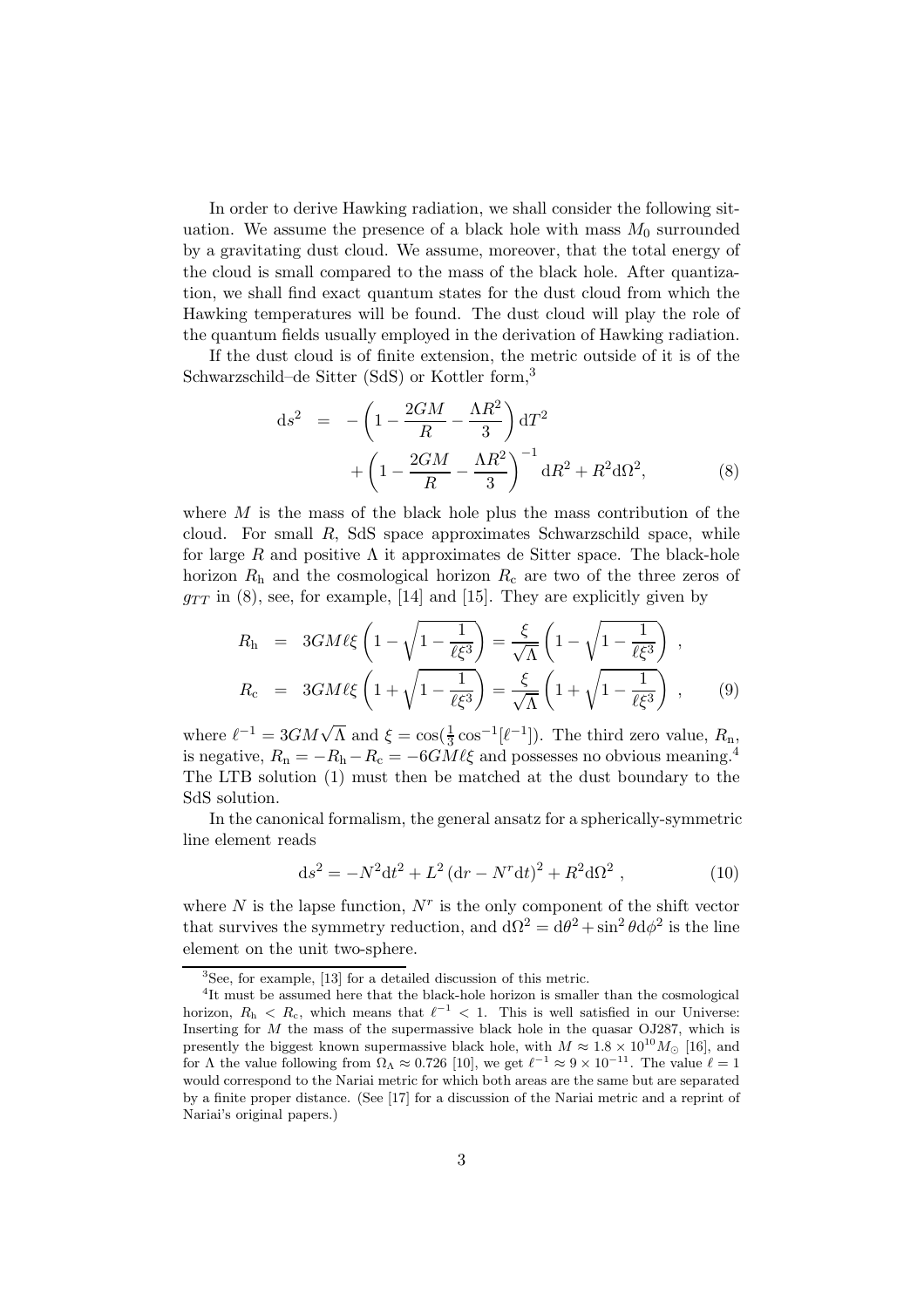In order to derive Hawking radiation, we shall consider the following situation. We assume the presence of a black hole with mass $M_0$ surrounded by a gravitating dust cloud. We assume, moreover, that the total energy of the cloud is small compared to the mass of the black hole. After quantization, we shall find exact quantum states for the dust cloud from which the Hawking temperatures will be found. The dust cloud will play the role of the quantum fields usually employed in the derivation of Hawking radiation.

If the dust cloud is of finite extension, the metric outside of it is of the Schwarzschild–de Sitter (SdS) or Kottler form,[3]

$$
\begin{aligned}
\mathrm{d}s^2 &= -\left(1 - \frac{2GM}{R} - \frac{\Lambda R^2}{3}\right)\mathrm{d}T^2 \\
&\quad + \left(1 - \frac{2GM}{R} - \frac{\Lambda R^2}{3}\right)^{-1}\mathrm{d}R^2 + R^2\mathrm{d}\Omega^2, \qquad (8)
\end{aligned}
$$

where $M$ is the mass of the black hole plus the mass contribution of the cloud. For small $R$, SdS space approximates Schwarzschild space, while for large $R$ and positive $\Lambda$ it approximates de Sitter space. The black-hole horizon $R_\mathrm{h}$ and the cosmological horizon $R_\mathrm{c}$ are two of the three zeros of $g_{TT}$ in (8), see, for example, [14] and [15]. They are explicitly given by

$$
\begin{aligned}
R_\mathrm{h} &= 3GM\ell\xi\left(1 - \sqrt{1 - \frac{1}{\ell\xi^3}}\right) = \frac{\xi}{\sqrt{\Lambda}}\left(1 - \sqrt{1 - \frac{1}{\ell\xi^3}}\right) , \\
R_\mathrm{c} &= 3GM\ell\xi\left(1 + \sqrt{1 - \frac{1}{\ell\xi^3}}\right) = \frac{\xi}{\sqrt{\Lambda}}\left(1 + \sqrt{1 - \frac{1}{\ell\xi^3}}\right) , \qquad (9)
\end{aligned}
$$

where $\ell^{-1} = 3GM\sqrt{\Lambda}$ and $\xi = \cos(\frac{1}{3}\cos^{-1}[\ell^{-1}])$. The third zero value, $R_\mathrm{n}$, is negative, $R_\mathrm{n} = -R_\mathrm{h} - R_\mathrm{c} = -6GM\ell\xi$ and possesses no obvious meaning.[4] The LTB solution (1) must then be matched at the dust boundary to the SdS solution.

In the canonical formalism, the general ansatz for a spherically-symmetric line element reads

$$
\mathrm{d}s^2 = -N^2\mathrm{d}t^2 + L^2\left(\mathrm{d}r - N^r\mathrm{d}t\right)^2 + R^2\mathrm{d}\Omega^2 , \qquad (10)
$$

where $N$ is the lapse function, $N^r$ is the only component of the shift vector that survives the symmetry reduction, and $\mathrm{d}\Omega^2 = \mathrm{d}\theta^2 + \sin^2\theta\mathrm{d}\phi^2$ is the line element on the unit two-sphere.

---

[3] See, for example, [13] for a detailed discussion of this metric.

[4] It must be assumed here that the black-hole horizon is smaller than the cosmological horizon, $R_\mathrm{h} < R_\mathrm{c}$, which means that $\ell^{-1} < 1$. This is well satisfied in our Universe: Inserting for $M$ the mass of the supermassive black hole in the quasar OJ287, which is presently the biggest known supermassive black hole, with $M \approx 1.8 \times 10^{10} M_\odot$ [16], and for $\Lambda$ the value following from $\Omega_\Lambda \approx 0.726$ [10], we get $\ell^{-1} \approx 9 \times 10^{-11}$. The value $\ell = 1$ would correspond to the Nariai metric for which both areas are the same but are separated by a finite proper distance. (See [17] for a discussion of the Nariai metric and a reprint of Nariai's original papers.)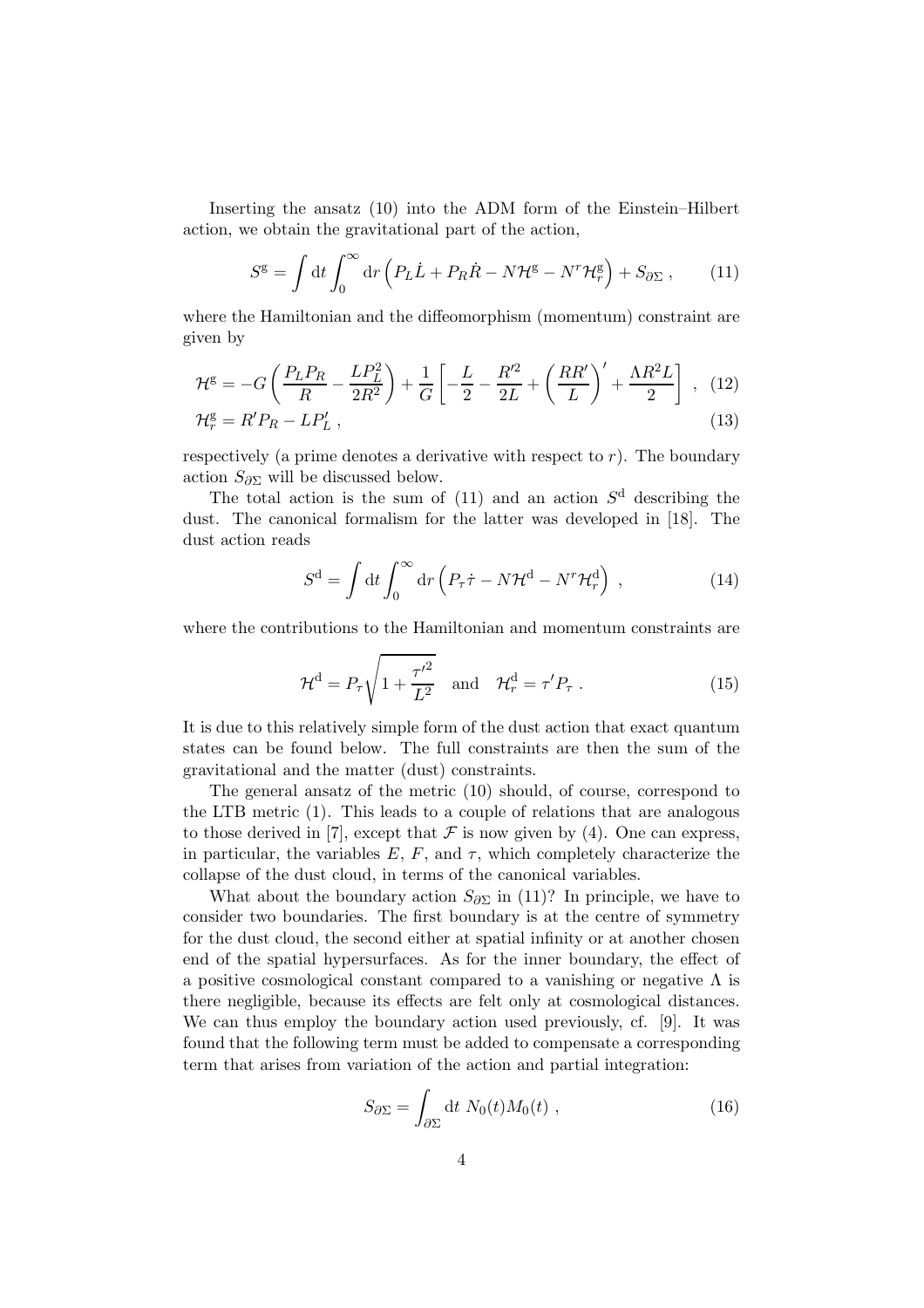Inserting the ansatz (10) into the ADM form of the Einstein–Hilbert action, we obtain the gravitational part of the action,

$$S^{\mathrm{g}} = \int \mathrm{d}t \int_0^\infty \mathrm{d}r \left( P_L \dot{L} + P_R \dot{R} - N\mathcal{H}^{\mathrm{g}} - N^r \mathcal{H}_r^{\mathrm{g}} \right) + S_{\partial\Sigma} \,, \qquad (11)$$

where the Hamiltonian and the diffeomorphism (momentum) constraint are given by

$$\mathcal{H}^{\mathrm{g}} = -G\left( \frac{P_L P_R}{R} - \frac{L P_L^2}{2R^2} \right) + \frac{1}{G}\left[ -\frac{L}{2} - \frac{R'^2}{2L} + \left( \frac{RR'}{L} \right)' + \frac{\Lambda R^2 L}{2} \right] \,, \qquad (12)$$

$$\mathcal{H}_r^{\mathrm{g}} = R' P_R - L P_L' \,, \qquad (13)$$

respectively (a prime denotes a derivative with respect to $r$). The boundary action $S_{\partial\Sigma}$ will be discussed below.

The total action is the sum of (11) and an action $S^{\mathrm{d}}$ describing the dust. The canonical formalism for the latter was developed in [18]. The dust action reads

$$S^{\mathrm{d}} = \int \mathrm{d}t \int_0^\infty \mathrm{d}r \left( P_\tau \dot{\tau} - N\mathcal{H}^{\mathrm{d}} - N^r \mathcal{H}_r^{\mathrm{d}} \right) \,, \qquad (14)$$

where the contributions to the Hamiltonian and momentum constraints are

$$\mathcal{H}^{\mathrm{d}} = P_\tau \sqrt{1 + \frac{\tau'^2}{L^2}} \quad \text{and} \quad \mathcal{H}_r^{\mathrm{d}} = \tau' P_\tau \,. \qquad (15)$$

It is due to this relatively simple form of the dust action that exact quantum states can be found below. The full constraints are then the sum of the gravitational and the matter (dust) constraints.

The general ansatz of the metric (10) should, of course, correspond to the LTB metric (1). This leads to a couple of relations that are analogous to those derived in [7], except that $\mathcal{F}$ is now given by (4). One can express, in particular, the variables $E$, $F$, and $\tau$, which completely characterize the collapse of the dust cloud, in terms of the canonical variables.

What about the boundary action $S_{\partial\Sigma}$ in (11)? In principle, we have to consider two boundaries. The first boundary is at the centre of symmetry for the dust cloud, the second either at spatial infinity or at another chosen end of the spatial hypersurfaces. As for the inner boundary, the effect of a positive cosmological constant compared to a vanishing or negative $\Lambda$ is there negligible, because its effects are felt only at cosmological distances. We can thus employ the boundary action used previously, cf. [9]. It was found that the following term must be added to compensate a corresponding term that arises from variation of the action and partial integration:

$$S_{\partial\Sigma} = \int_{\partial\Sigma} \mathrm{d}t \; N_0(t) M_0(t) \,, \qquad (16)$$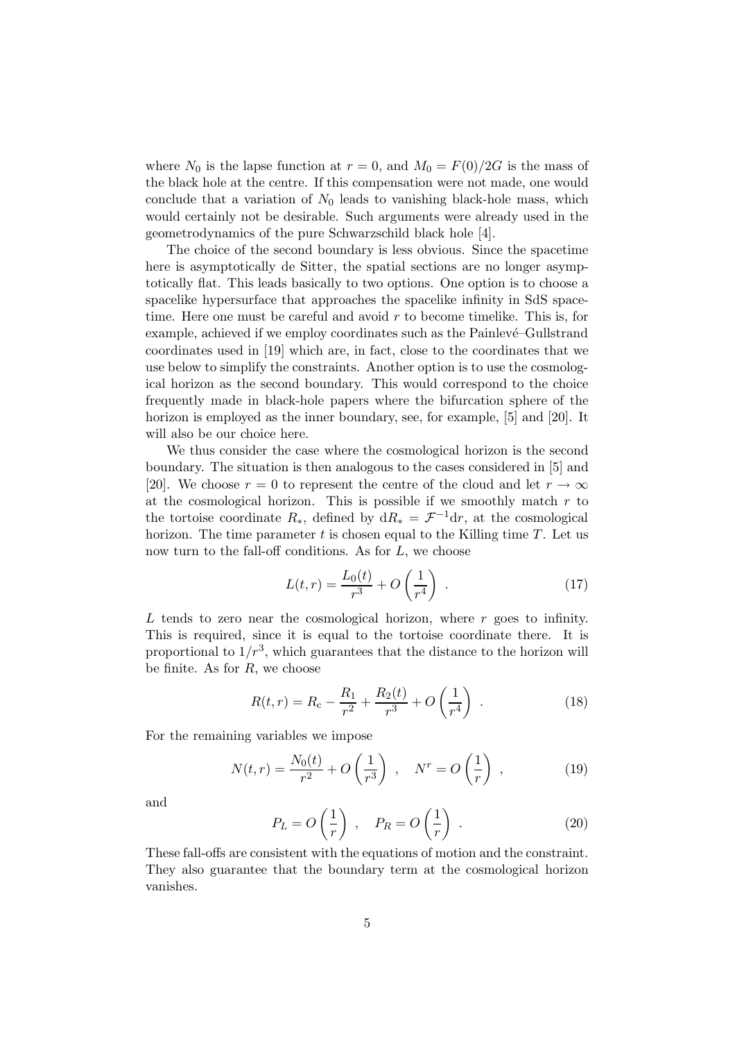where $N_0$ is the lapse function at $r = 0$, and $M_0 = F(0)/2G$ is the mass of the black hole at the centre. If this compensation were not made, one would conclude that a variation of $N_0$ leads to vanishing black-hole mass, which would certainly not be desirable. Such arguments were already used in the geometrodynamics of the pure Schwarzschild black hole [4].

The choice of the second boundary is less obvious. Since the spacetime here is asymptotically de Sitter, the spatial sections are no longer asymptotically flat. This leads basically to two options. One option is to choose a spacelike hypersurface that approaches the spacelike infinity in SdS spacetime. Here one must be careful and avoid $r$ to become timelike. This is, for example, achieved if we employ coordinates such as the Painlevé–Gullstrand coordinates used in [19] which are, in fact, close to the coordinates that we use below to simplify the constraints. Another option is to use the cosmological horizon as the second boundary. This would correspond to the choice frequently made in black-hole papers where the bifurcation sphere of the horizon is employed as the inner boundary, see, for example, [5] and [20]. It will also be our choice here.

We thus consider the case where the cosmological horizon is the second boundary. The situation is then analogous to the cases considered in [5] and [20]. We choose $r = 0$ to represent the centre of the cloud and let $r \to \infty$ at the cosmological horizon. This is possible if we smoothly match $r$ to the tortoise coordinate $R_*$, defined by $\mathrm{d}R_* = \mathcal{F}^{-1}\mathrm{d}r$, at the cosmological horizon. The time parameter $t$ is chosen equal to the Killing time $T$. Let us now turn to the fall-off conditions. As for $L$, we choose

$$L(t,r) = \frac{L_0(t)}{r^3} + O\left(\frac{1}{r^4}\right) \ . \tag{17}$$

$L$ tends to zero near the cosmological horizon, where $r$ goes to infinity. This is required, since it is equal to the tortoise coordinate there. It is proportional to $1/r^3$, which guarantees that the distance to the horizon will be finite. As for $R$, we choose

$$R(t,r) = R_{\mathrm{c}} - \frac{R_1}{r^2} + \frac{R_2(t)}{r^3} + O\left(\frac{1}{r^4}\right) \ . \tag{18}$$

For the remaining variables we impose

$$N(t,r) = \frac{N_0(t)}{r^2} + O\left(\frac{1}{r^3}\right) \ , \quad N^r = O\left(\frac{1}{r}\right) \ , \tag{19}$$

and

$$P_L = O\left(\frac{1}{r}\right) \ , \quad P_R = O\left(\frac{1}{r}\right) \ . \tag{20}$$

These fall-offs are consistent with the equations of motion and the constraint. They also guarantee that the boundary term at the cosmological horizon vanishes.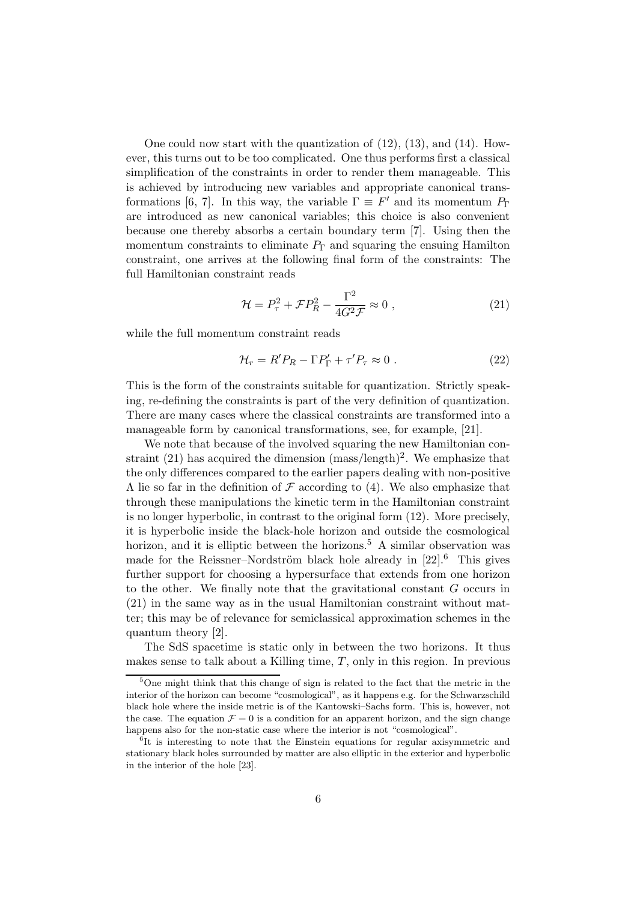One could now start with the quantization of (12), (13), and (14). However, this turns out to be too complicated. One thus performs first a classical simplification of the constraints in order to render them manageable. This is achieved by introducing new variables and appropriate canonical transformations [6, 7]. In this way, the variable $\Gamma \equiv F'$ and its momentum $P_\Gamma$ are introduced as new canonical variables; this choice is also convenient because one thereby absorbs a certain boundary term [7]. Using then the momentum constraints to eliminate $P_\Gamma$ and squaring the ensuing Hamilton constraint, one arrives at the following final form of the constraints: The full Hamiltonian constraint reads

$$\mathcal{H} = P_\tau^2 + \mathcal{F} P_R^2 - \frac{\Gamma^2}{4G^2 \mathcal{F}} \approx 0 \,, \tag{21}$$

while the full momentum constraint reads

$$\mathcal{H}_r = R' P_R - \Gamma P_\Gamma' + \tau' P_\tau \approx 0 \,. \tag{22}$$

This is the form of the constraints suitable for quantization. Strictly speaking, re-defining the constraints is part of the very definition of quantization. There are many cases where the classical constraints are transformed into a manageable form by canonical transformations, see, for example, [21].

We note that because of the involved squaring the new Hamiltonian constraint (21) has acquired the dimension $(\text{mass}/\text{length})^2$. We emphasize that the only differences compared to the earlier papers dealing with non-positive $\Lambda$ lie so far in the definition of $\mathcal{F}$ according to (4). We also emphasize that through these manipulations the kinetic term in the Hamiltonian constraint is no longer hyperbolic, in contrast to the original form (12). More precisely, it is hyperbolic inside the black-hole horizon and outside the cosmological horizon, and it is elliptic between the horizons.[5] A similar observation was made for the Reissner–Nordström black hole already in [22].[6] This gives further support for choosing a hypersurface that extends from one horizon to the other. We finally note that the gravitational constant $G$ occurs in (21) in the same way as in the usual Hamiltonian constraint without matter; this may be of relevance for semiclassical approximation schemes in the quantum theory [2].

The SdS spacetime is static only in between the two horizons. It thus makes sense to talk about a Killing time, $T$, only in this region. In previous

---

[5] One might think that this change of sign is related to the fact that the metric in the interior of the horizon can become "cosmological", as it happens e.g. for the Schwarzschild black hole where the inside metric is of the Kantowski–Sachs form. This is, however, not the case. The equation $\mathcal{F} = 0$ is a condition for an apparent horizon, and the sign change happens also for the non-static case where the interior is not "cosmological".

[6] It is interesting to note that the Einstein equations for regular axisymmetric and stationary black holes surrounded by matter are also elliptic in the exterior and hyperbolic in the interior of the hole [23].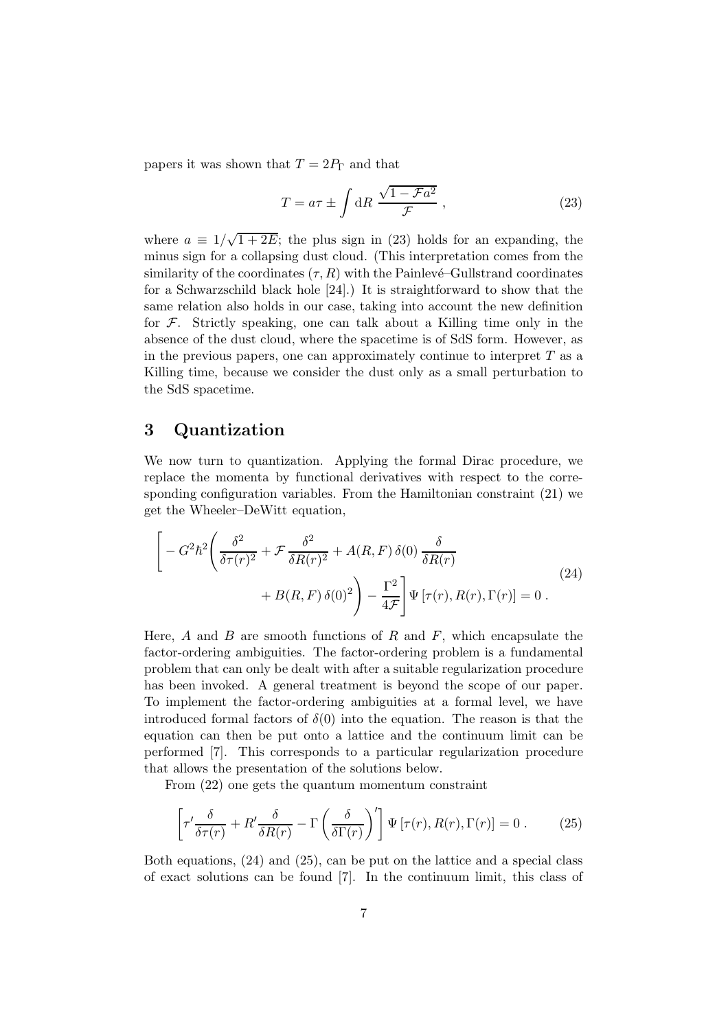papers it was shown that $T = 2P_\Gamma$ and that

$$T = a\tau \pm \int \mathrm{d}R \; \frac{\sqrt{1 - \mathcal{F}a^2}}{\mathcal{F}} \; , \tag{23}$$

where $a \equiv 1/\sqrt{1+2E}$; the plus sign in (23) holds for an expanding, the minus sign for a collapsing dust cloud. (This interpretation comes from the similarity of the coordinates $(\tau, R)$ with the Painlevé–Gullstrand coordinates for a Schwarzschild black hole [24].) It is straightforward to show that the same relation also holds in our case, taking into account the new definition for $\mathcal{F}$. Strictly speaking, one can talk about a Killing time only in the absence of the dust cloud, where the spacetime is of SdS form. However, as in the previous papers, one can approximately continue to interpret $T$ as a Killing time, because we consider the dust only as a small perturbation to the SdS spacetime.

## 3 Quantization

We now turn to quantization. Applying the formal Dirac procedure, we replace the momenta by functional derivatives with respect to the corresponding configuration variables. From the Hamiltonian constraint (21) we get the Wheeler–DeWitt equation,

$$\begin{split} \Bigg[ -G^2\hbar^2 \Bigg( \frac{\delta^2}{\delta\tau(r)^2} + \mathcal{F}\,\frac{\delta^2}{\delta R(r)^2} + A(R,F)\,\delta(0)\,\frac{\delta}{\delta R(r)} \\ + B(R,F)\,\delta(0)^2 \Bigg) - \frac{\Gamma^2}{4\mathcal{F}} \Bigg] \Psi\left[\tau(r), R(r), \Gamma(r)\right] = 0 \; . \end{split} \tag{24}$$

Here, $A$ and $B$ are smooth functions of $R$ and $F$, which encapsulate the factor-ordering ambiguities. The factor-ordering problem is a fundamental problem that can only be dealt with after a suitable regularization procedure has been invoked. A general treatment is beyond the scope of our paper. To implement the factor-ordering ambiguities at a formal level, we have introduced formal factors of $\delta(0)$ into the equation. The reason is that the equation can then be put onto a lattice and the continuum limit can be performed [7]. This corresponds to a particular regularization procedure that allows the presentation of the solutions below.

From (22) one gets the quantum momentum constraint

$$\left[ \tau' \frac{\delta}{\delta\tau(r)} + R' \frac{\delta}{\delta R(r)} - \Gamma \left( \frac{\delta}{\delta\Gamma(r)} \right)' \right] \Psi\left[\tau(r), R(r), \Gamma(r)\right] = 0 \; . \tag{25}$$

Both equations, (24) and (25), can be put on the lattice and a special class of exact solutions can be found [7]. In the continuum limit, this class of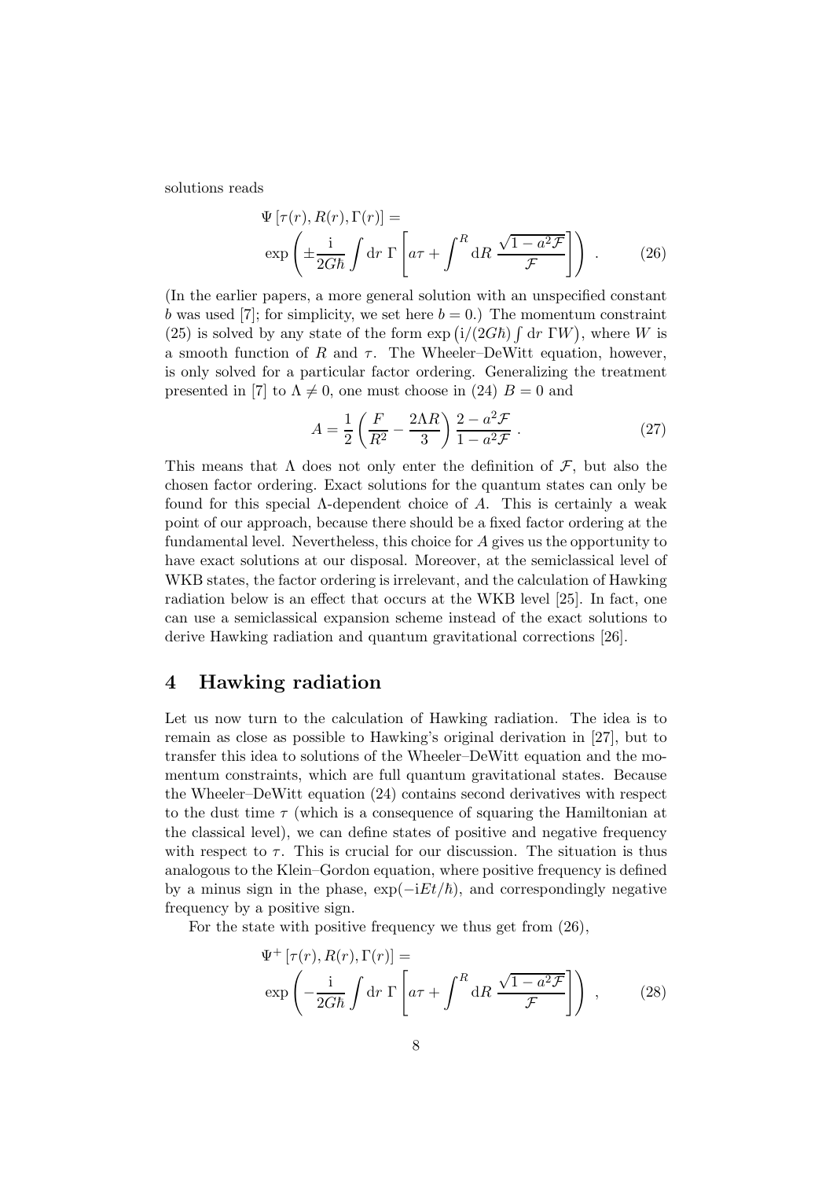solutions reads

$$
\Psi\left[\tau(r),R(r),\Gamma(r)\right] = \exp\left(\pm\frac{\mathrm{i}}{2G\hbar}\int \mathrm{d}r\ \Gamma\left[a\tau + \int^R \mathrm{d}R\ \frac{\sqrt{1-a^2\mathcal{F}}}{\mathcal{F}}\right]\right) \ . \tag{26}
$$

(In the earlier papers, a more general solution with an unspecified constant $b$ was used [7]; for simplicity, we set here $b = 0$.) The momentum constraint (25) is solved by any state of the form $\exp\left(\mathrm{i}/(2G\hbar)\int \mathrm{d}r\ \Gamma W\right)$, where $W$ is a smooth function of $R$ and $\tau$. The Wheeler–DeWitt equation, however, is only solved for a particular factor ordering. Generalizing the treatment presented in [7] to $\Lambda \neq 0$, one must choose in (24) $B = 0$ and

$$
A = \frac{1}{2}\left(\frac{F}{R^2} - \frac{2\Lambda R}{3}\right)\frac{2-a^2\mathcal{F}}{1-a^2\mathcal{F}} \ . \tag{27}
$$

This means that $\Lambda$ does not only enter the definition of $\mathcal{F}$, but also the chosen factor ordering. Exact solutions for the quantum states can only be found for this special $\Lambda$-dependent choice of $A$. This is certainly a weak point of our approach, because there should be a fixed factor ordering at the fundamental level. Nevertheless, this choice for $A$ gives us the opportunity to have exact solutions at our disposal. Moreover, at the semiclassical level of WKB states, the factor ordering is irrelevant, and the calculation of Hawking radiation below is an effect that occurs at the WKB level [25]. In fact, one can use a semiclassical expansion scheme instead of the exact solutions to derive Hawking radiation and quantum gravitational corrections [26].

## 4 Hawking radiation

Let us now turn to the calculation of Hawking radiation. The idea is to remain as close as possible to Hawking's original derivation in [27], but to transfer this idea to solutions of the Wheeler–DeWitt equation and the momentum constraints, which are full quantum gravitational states. Because the Wheeler–DeWitt equation (24) contains second derivatives with respect to the dust time $\tau$ (which is a consequence of squaring the Hamiltonian at the classical level), we can define states of positive and negative frequency with respect to $\tau$. This is crucial for our discussion. The situation is thus analogous to the Klein–Gordon equation, where positive frequency is defined by a minus sign in the phase, $\exp(-\mathrm{i}Et/\hbar)$, and correspondingly negative frequency by a positive sign.

For the state with positive frequency we thus get from (26),

$$
\Psi^{+}\left[\tau(r),R(r),\Gamma(r)\right] = \exp\left(-\frac{\mathrm{i}}{2G\hbar}\int \mathrm{d}r\ \Gamma\left[a\tau + \int^R \mathrm{d}R\ \frac{\sqrt{1-a^2\mathcal{F}}}{\mathcal{F}}\right]\right) \ , \tag{28}
$$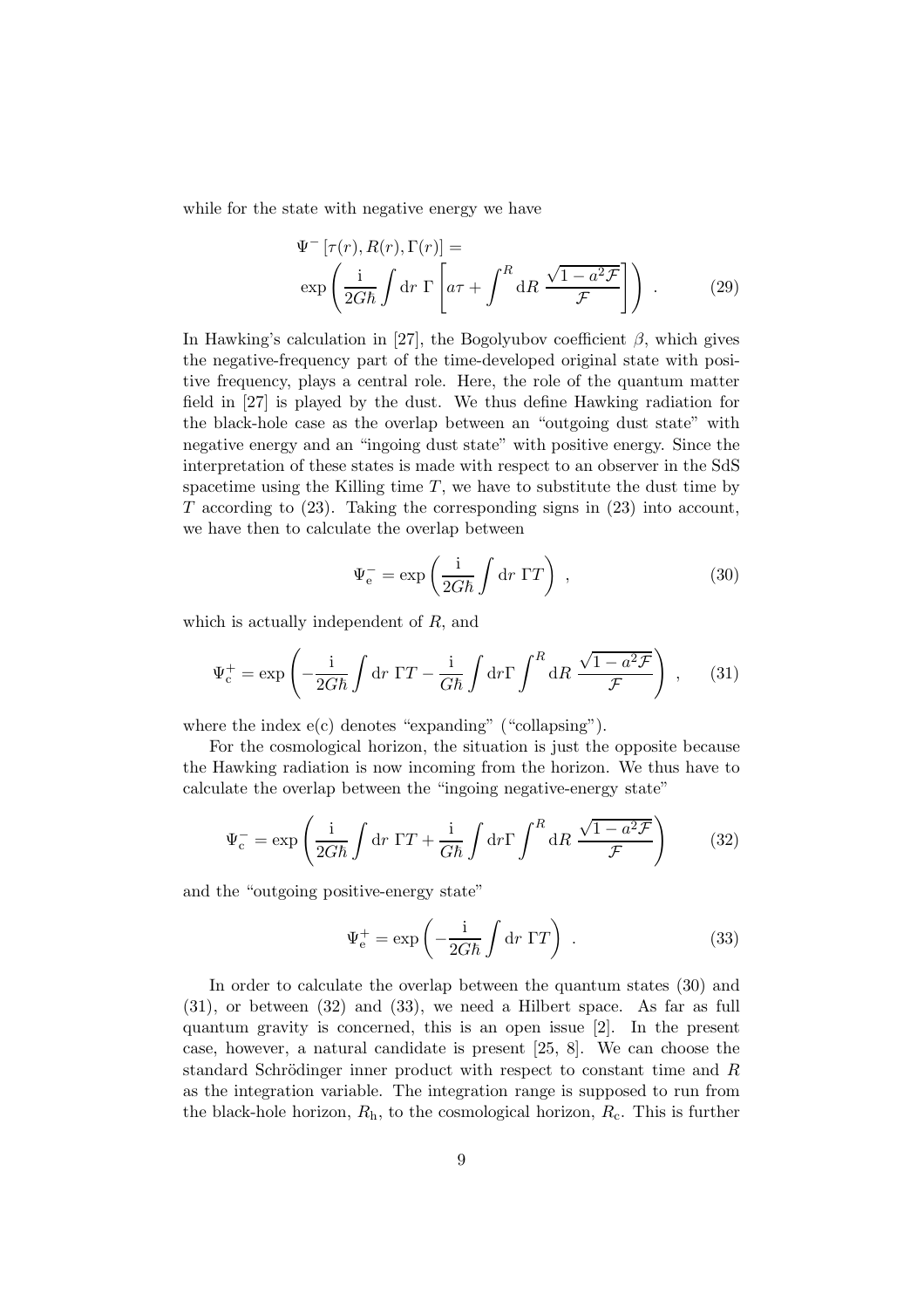while for the state with negative energy we have

$$\Psi^{-}\left[\tau(r), R(r), \Gamma(r)\right] = \exp\left(\frac{\mathrm{i}}{2G\hbar}\int \mathrm{d}r\ \Gamma\left[a\tau + \int^{R} \mathrm{d}R\ \frac{\sqrt{1-a^2\mathcal{F}}}{\mathcal{F}}\right]\right) . \tag{29}$$

In Hawking's calculation in [27], the Bogolyubov coefficient $\beta$, which gives the negative-frequency part of the time-developed original state with positive frequency, plays a central role. Here, the role of the quantum matter field in [27] is played by the dust. We thus define Hawking radiation for the black-hole case as the overlap between an "outgoing dust state" with negative energy and an "ingoing dust state" with positive energy. Since the interpretation of these states is made with respect to an observer in the SdS spacetime using the Killing time $T$, we have to substitute the dust time by $T$ according to (23). Taking the corresponding signs in (23) into account, we have then to calculate the overlap between

$$\Psi_{\mathrm{e}}^{-} = \exp\left(\frac{\mathrm{i}}{2G\hbar}\int \mathrm{d}r\ \Gamma T\right) , \tag{30}$$

which is actually independent of $R$, and

$$\Psi_{\mathrm{c}}^{+} = \exp\left(-\frac{\mathrm{i}}{2G\hbar}\int \mathrm{d}r\ \Gamma T - \frac{\mathrm{i}}{G\hbar}\int \mathrm{d}r\Gamma \int^{R} \mathrm{d}R\ \frac{\sqrt{1-a^2\mathcal{F}}}{\mathcal{F}}\right) , \tag{31}$$

where the index e(c) denotes "expanding" ("collapsing").

For the cosmological horizon, the situation is just the opposite because the Hawking radiation is now incoming from the horizon. We thus have to calculate the overlap between the "ingoing negative-energy state"

$$\Psi_{\mathrm{c}}^{-} = \exp\left(\frac{\mathrm{i}}{2G\hbar}\int \mathrm{d}r\ \Gamma T + \frac{\mathrm{i}}{G\hbar}\int \mathrm{d}r\Gamma \int^{R} \mathrm{d}R\ \frac{\sqrt{1-a^2\mathcal{F}}}{\mathcal{F}}\right) \tag{32}$$

and the "outgoing positive-energy state"

$$\Psi_{\mathrm{e}}^{+} = \exp\left(-\frac{\mathrm{i}}{2G\hbar}\int \mathrm{d}r\ \Gamma T\right) . \tag{33}$$

In order to calculate the overlap between the quantum states (30) and (31), or between (32) and (33), we need a Hilbert space. As far as full quantum gravity is concerned, this is an open issue [2]. In the present case, however, a natural candidate is present [25, 8]. We can choose the standard Schrödinger inner product with respect to constant time and $R$ as the integration variable. The integration range is supposed to run from the black-hole horizon, $R_{\mathrm{h}}$, to the cosmological horizon, $R_{\mathrm{c}}$. This is further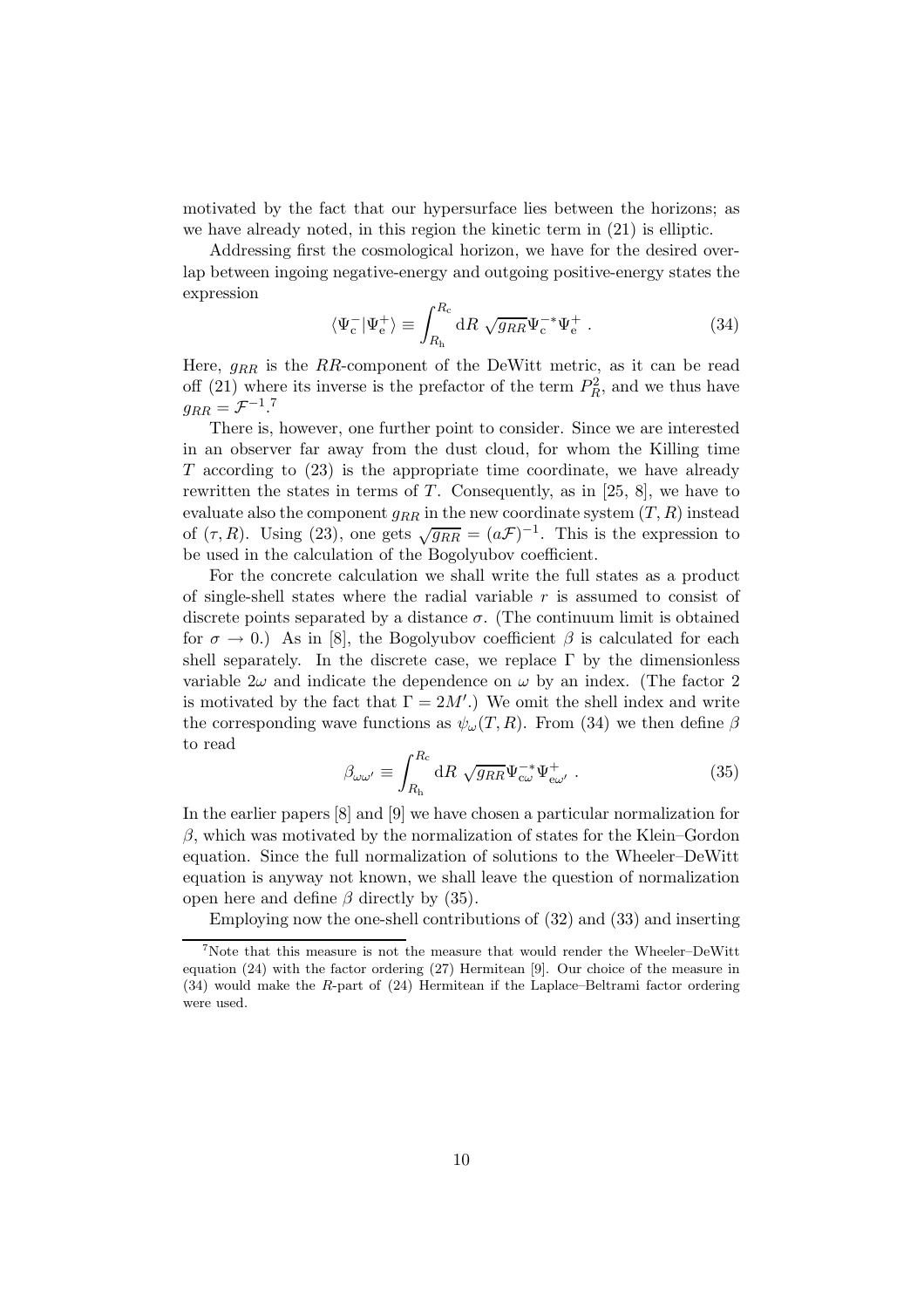motivated by the fact that our hypersurface lies between the horizons; as we have already noted, in this region the kinetic term in (21) is elliptic.

Addressing first the cosmological horizon, we have for the desired overlap between ingoing negative-energy and outgoing positive-energy states the expression

$$\langle \Psi_{\rm c}^- | \Psi_{\rm e}^+ \rangle \equiv \int_{R_{\rm h}}^{R_{\rm c}} {\rm d}R \ \sqrt{g_{RR}} \Psi_{\rm c}^{-*} \Psi_{\rm e}^+ \ . \tag{34}$$

Here, $g_{RR}$ is the $RR$-component of the DeWitt metric, as it can be read off (21) where its inverse is the prefactor of the term $P_R^2$, and we thus have $g_{RR} = \mathcal{F}^{-1}$.[7]

There is, however, one further point to consider. Since we are interested in an observer far away from the dust cloud, for whom the Killing time $T$ according to (23) is the appropriate time coordinate, we have already rewritten the states in terms of $T$. Consequently, as in [25, 8], we have to evaluate also the component $g_{RR}$ in the new coordinate system $(T, R)$ instead of $(\tau, R)$. Using (23), one gets $\sqrt{g_{RR}} = (a\mathcal{F})^{-1}$. This is the expression to be used in the calculation of the Bogolyubov coefficient.

For the concrete calculation we shall write the full states as a product of single-shell states where the radial variable $r$ is assumed to consist of discrete points separated by a distance $\sigma$. (The continuum limit is obtained for $\sigma \to 0$.) As in [8], the Bogolyubov coefficient $\beta$ is calculated for each shell separately. In the discrete case, we replace $\Gamma$ by the dimensionless variable $2\omega$ and indicate the dependence on $\omega$ by an index. (The factor 2 is motivated by the fact that $\Gamma = 2M'$.) We omit the shell index and write the corresponding wave functions as $\psi_\omega(T, R)$. From (34) we then define $\beta$ to read

$$\beta_{\omega\omega'} \equiv \int_{R_{\rm h}}^{R_{\rm c}} {\rm d}R \ \sqrt{g_{RR}} \Psi_{{\rm c}\omega}^{-*} \Psi_{{\rm e}\omega'}^+ \ . \tag{35}$$

In the earlier papers [8] and [9] we have chosen a particular normalization for $\beta$, which was motivated by the normalization of states for the Klein–Gordon equation. Since the full normalization of solutions to the Wheeler–DeWitt equation is anyway not known, we shall leave the question of normalization open here and define $\beta$ directly by (35).

Employing now the one-shell contributions of (32) and (33) and inserting

---

[7] Note that this measure is not the measure that would render the Wheeler–DeWitt equation (24) with the factor ordering (27) Hermitean [9]. Our choice of the measure in (34) would make the $R$-part of (24) Hermitean if the Laplace–Beltrami factor ordering were used.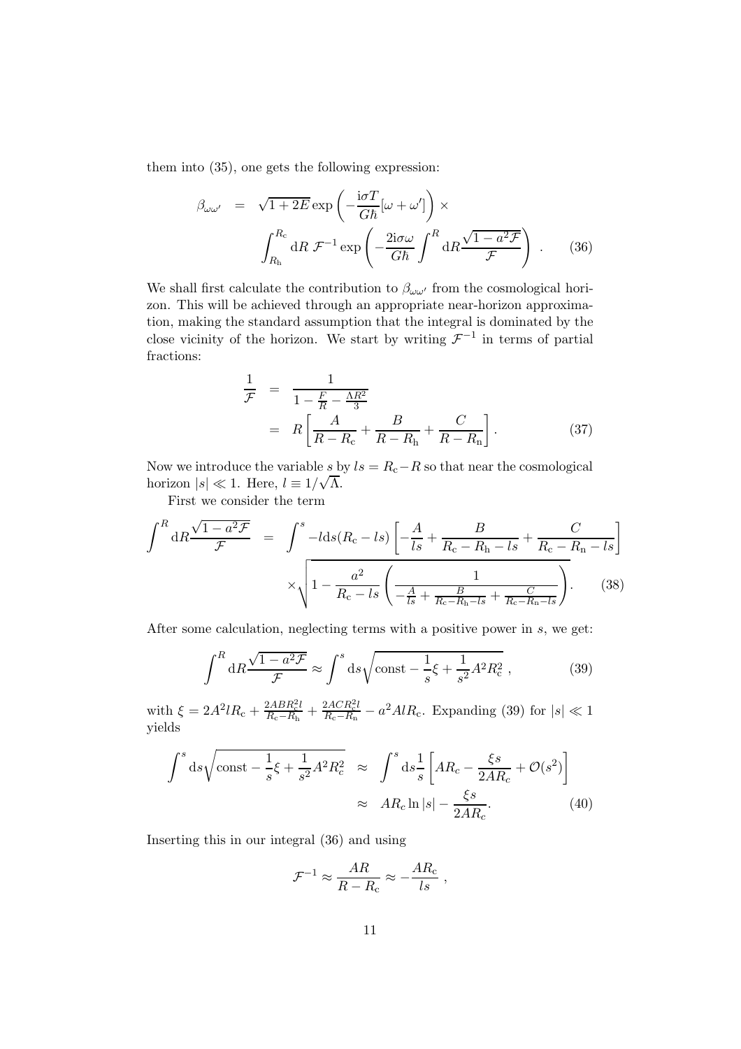them into (35), one gets the following expression:

$$
\begin{aligned}
\beta_{\omega\omega'} &= \sqrt{1+2E}\exp\left(-\frac{\mathrm{i}\sigma T}{G\hbar}[\omega+\omega']\right)\times \\
&\qquad \int_{R_{\mathrm{h}}}^{R_{\mathrm{c}}}\mathrm{d}R\;\mathcal{F}^{-1}\exp\left(-\frac{2\mathrm{i}\sigma\omega}{G\hbar}\int^{R}\mathrm{d}R\frac{\sqrt{1-a^2\mathcal{F}}}{\mathcal{F}}\right)\ . \qquad (36)
\end{aligned}
$$

We shall first calculate the contribution to $\beta_{\omega\omega'}$ from the cosmological horizon. This will be achieved through an appropriate near-horizon approximation, making the standard assumption that the integral is dominated by the close vicinity of the horizon. We start by writing $\mathcal{F}^{-1}$ in terms of partial fractions:

$$
\begin{aligned}
\frac{1}{\mathcal{F}} &= \frac{1}{1-\frac{F}{R}-\frac{\Lambda R^2}{3}} \\
&= R\left[\frac{A}{R-R_{\mathrm{c}}}+\frac{B}{R-R_{\mathrm{h}}}+\frac{C}{R-R_{\mathrm{n}}}\right]. \qquad (37)
\end{aligned}
$$

Now we introduce the variable $s$ by $ls = R_{\mathrm{c}}-R$ so that near the cosmological horizon $|s|\ll 1$. Here, $l\equiv 1/\sqrt{\Lambda}$.

First we consider the term

$$
\begin{aligned}
\int^{R}\mathrm{d}R\frac{\sqrt{1-a^2\mathcal{F}}}{\mathcal{F}} &= \int^{s}-l\mathrm{d}s(R_{\mathrm{c}}-ls)\left[-\frac{A}{ls}+\frac{B}{R_{\mathrm{c}}-R_{\mathrm{h}}-ls}+\frac{C}{R_{\mathrm{c}}-R_{\mathrm{n}}-ls}\right] \\
&\quad\times\sqrt{1-\frac{a^2}{R_{\mathrm{c}}-ls}\left(\frac{1}{-\frac{A}{ls}+\frac{B}{R_{\mathrm{c}}-R_{\mathrm{h}}-ls}+\frac{C}{R_{\mathrm{c}}-R_{\mathrm{n}}-ls}}\right)}. \qquad (38)
\end{aligned}
$$

After some calculation, neglecting terms with a positive power in $s$, we get:

$$
\int^{R}\mathrm{d}R\frac{\sqrt{1-a^2\mathcal{F}}}{\mathcal{F}}\approx\int^{s}\mathrm{d}s\sqrt{\mathrm{const}-\frac{1}{s}\xi+\frac{1}{s^2}A^2R_{\mathrm{c}}^2}\ , \qquad (39)
$$

with $\xi = 2A^2lR_{\mathrm{c}}+\frac{2ABR_{\mathrm{c}}^2l}{R_{\mathrm{c}}-R_{\mathrm{h}}}+\frac{2ACR_{\mathrm{c}}^2l}{R_{\mathrm{c}}-R_{\mathrm{n}}}-a^2AlR_{\mathrm{c}}$. Expanding (39) for $|s|\ll 1$ yields

$$
\begin{aligned}
\int^{s}\mathrm{d}s\sqrt{\mathrm{const}-\frac{1}{s}\xi+\frac{1}{s^2}A^2R_c^2} &\approx \int^{s}\mathrm{d}s\frac{1}{s}\left[AR_c-\frac{\xi s}{2AR_c}+\mathcal{O}(s^2)\right] \\
&\approx AR_c\ln|s|-\frac{\xi s}{2AR_c}. \qquad (40)
\end{aligned}
$$

Inserting this in our integral (36) and using

$$
\mathcal{F}^{-1}\approx\frac{AR}{R-R_{\mathrm{c}}}\approx-\frac{AR_{\mathrm{c}}}{ls}\ ,
$$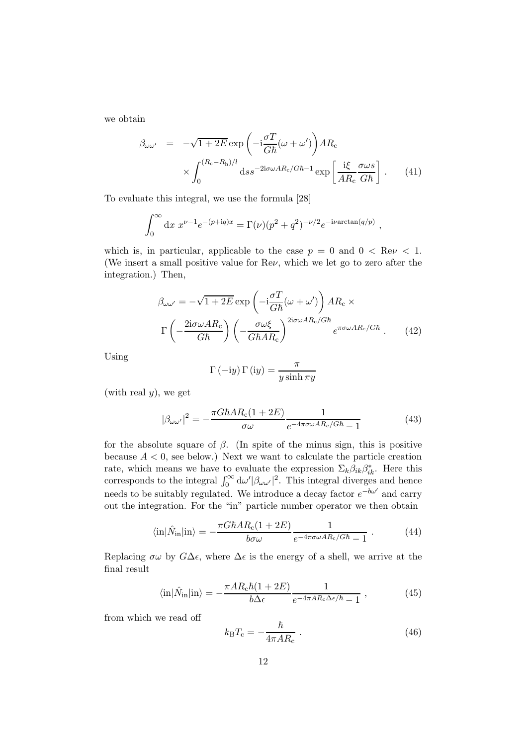we obtain

$$\beta_{\omega\omega'} = -\sqrt{1+2E}\exp\left(-\mathrm{i}\frac{\sigma T}{G\hbar}(\omega+\omega')\right)AR_{\mathrm{c}} \times \int_0^{(R_{\mathrm{c}}-R_{\mathrm{h}})/l} \mathrm{d}s s^{-2\mathrm{i}\sigma\omega AR_{\mathrm{c}}/G\hbar-1}\exp\left[\frac{\mathrm{i}\xi}{AR_{\mathrm{c}}}\frac{\sigma\omega s}{G\hbar}\right] . \quad (41)$$

To evaluate this integral, we use the formula [28]

$$\int_0^\infty \mathrm{d}x\ x^{\nu-1}e^{-(p+\mathrm{i}q)x} = \Gamma(\nu)(p^2+q^2)^{-\nu/2}e^{-\mathrm{i}\nu\arctan(q/p)} ,$$

which is, in particular, applicable to the case $p = 0$ and $0 < \mathrm{Re}\nu < 1$. (We insert a small positive value for $\mathrm{Re}\nu$, which we let go to zero after the integration.) Then,

$$\beta_{\omega\omega'} = -\sqrt{1+2E}\exp\left(-\mathrm{i}\frac{\sigma T}{G\hbar}(\omega+\omega')\right)AR_{\mathrm{c}} \times \Gamma\left(-\frac{2\mathrm{i}\sigma\omega AR_{\mathrm{c}}}{G\hbar}\right)\left(-\frac{\sigma\omega\xi}{G\hbar AR_{\mathrm{c}}}\right)^{2\mathrm{i}\sigma\omega AR_c/G\hbar} e^{\pi\sigma\omega AR_c/G\hbar} . \quad (42)$$

Using

$$\Gamma(-\mathrm{i}y)\Gamma(\mathrm{i}y) = \frac{\pi}{y\sinh\pi y}$$

(with real $y$), we get

$$|\beta_{\omega\omega'}|^2 = -\frac{\pi G\hbar AR_{\mathrm{c}}(1+2E)}{\sigma\omega}\frac{1}{e^{-4\pi\sigma\omega AR_c/G\hbar}-1} \quad (43)$$

for the absolute square of $\beta$. (In spite of the minus sign, this is positive because $A < 0$, see below.) Next we want to calculate the particle creation rate, which means we have to evaluate the expression $\Sigma_k\beta_{ik}\beta^*_{ik}$. Here this corresponds to the integral $\int_0^\infty \mathrm{d}\omega'|\beta_{\omega\omega'}|^2$. This integral diverges and hence needs to be suitably regulated. We introduce a decay factor $e^{-b\omega'}$ and carry out the integration. For the "in" particle number operator we then obtain

$$\langle\mathrm{in}|\hat{N}_{\mathrm{in}}|\mathrm{in}\rangle = -\frac{\pi G\hbar AR_{\mathrm{c}}(1+2E)}{b\sigma\omega}\frac{1}{e^{-4\pi\sigma\omega AR_c/G\hbar}-1} . \quad (44)$$

Replacing $\sigma\omega$ by $G\Delta\epsilon$, where $\Delta\epsilon$ is the energy of a shell, we arrive at the final result

$$\langle\mathrm{in}|\hat{N}_{\mathrm{in}}|\mathrm{in}\rangle = -\frac{\pi AR_{\mathrm{c}}\hbar(1+2E)}{b\Delta\epsilon}\frac{1}{e^{-4\pi AR_c\Delta\epsilon/\hbar}-1} , \quad (45)$$

from which we read off

$$k_{\mathrm{B}}T_{\mathrm{c}} = -\frac{\hbar}{4\pi AR_{\mathrm{c}}} . \quad (46)$$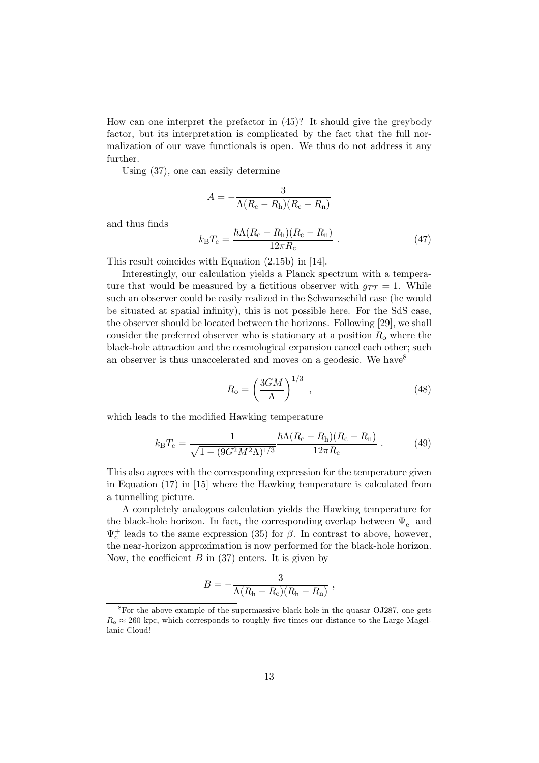How can one interpret the prefactor in (45)? It should give the greybody factor, but its interpretation is complicated by the fact that the full normalization of our wave functionals is open. We thus do not address it any further.

Using (37), one can easily determine

$$A = -\frac{3}{\Lambda(R_c - R_h)(R_c - R_n)}$$

and thus finds

$$k_B T_c = \frac{\hbar\Lambda(R_c - R_h)(R_c - R_n)}{12\pi R_c} \,. \tag{47}$$

This result coincides with Equation (2.15b) in [14].

Interestingly, our calculation yields a Planck spectrum with a temperature that would be measured by a fictitious observer with $g_{TT} = 1$. While such an observer could be easily realized in the Schwarzschild case (he would be situated at spatial infinity), this is not possible here. For the SdS case, the observer should be located between the horizons. Following [29], we shall consider the preferred observer who is stationary at a position $R_o$ where the black-hole attraction and the cosmological expansion cancel each other; such an observer is thus unaccelerated and moves on a geodesic. We have[8]

$$R_o = \left(\frac{3GM}{\Lambda}\right)^{1/3} \,, \tag{48}$$

which leads to the modified Hawking temperature

$$k_B T_c = \frac{1}{\sqrt{1-(9G^2M^2\Lambda)^{1/3}}} \frac{\hbar\Lambda(R_c - R_h)(R_c - R_n)}{12\pi R_c} \,. \tag{49}$$

This also agrees with the corresponding expression for the temperature given in Equation (17) in [15] where the Hawking temperature is calculated from a tunnelling picture.

A completely analogous calculation yields the Hawking temperature for the black-hole horizon. In fact, the corresponding overlap between $\Psi_e^-$ and $\Psi_c^+$ leads to the same expression (35) for $\beta$. In contrast to above, however, the near-horizon approximation is now performed for the black-hole horizon. Now, the coefficient $B$ in (37) enters. It is given by

$$B = -\frac{3}{\Lambda(R_h - R_c)(R_h - R_n)} \,,$$

[8] For the above example of the supermassive black hole in the quasar OJ287, one gets $R_o \approx 260$ kpc, which corresponds to roughly five times our distance to the Large Magellanic Cloud!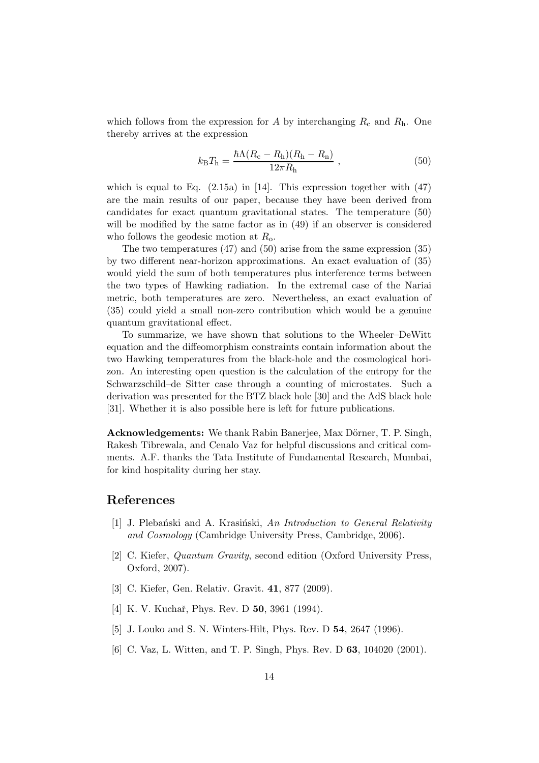which follows from the expression for $A$ by interchanging $R_c$ and $R_h$. One thereby arrives at the expression

$$k_B T_h = \frac{\hbar \Lambda (R_c - R_h)(R_h - R_n)}{12\pi R_h} \,, \tag{50}$$

which is equal to Eq. (2.15a) in [14]. This expression together with (47) are the main results of our paper, because they have been derived from candidates for exact quantum gravitational states. The temperature (50) will be modified by the same factor as in (49) if an observer is considered who follows the geodesic motion at $R_o$.

The two temperatures (47) and (50) arise from the same expression (35) by two different near-horizon approximations. An exact evaluation of (35) would yield the sum of both temperatures plus interference terms between the two types of Hawking radiation. In the extremal case of the Nariai metric, both temperatures are zero. Nevertheless, an exact evaluation of (35) could yield a small non-zero contribution which would be a genuine quantum gravitational effect.

To summarize, we have shown that solutions to the Wheeler–DeWitt equation and the diffeomorphism constraints contain information about the two Hawking temperatures from the black-hole and the cosmological horizon. An interesting open question is the calculation of the entropy for the Schwarzschild–de Sitter case through a counting of microstates. Such a derivation was presented for the BTZ black hole [30] and the AdS black hole [31]. Whether it is also possible here is left for future publications.

**Acknowledgements:** We thank Rabin Banerjee, Max Dörner, T. P. Singh, Rakesh Tibrewala, and Cenalo Vaz for helpful discussions and critical comments. A.F. thanks the Tata Institute of Fundamental Research, Mumbai, for kind hospitality during her stay.

# References

[1] J. Plebański and A. Krasiński, *An Introduction to General Relativity and Cosmology* (Cambridge University Press, Cambridge, 2006).

[2] C. Kiefer, *Quantum Gravity*, second edition (Oxford University Press, Oxford, 2007).

[3] C. Kiefer, Gen. Relativ. Gravit. **41**, 877 (2009).

[4] K. V. Kuchař, Phys. Rev. D **50**, 3961 (1994).

[5] J. Louko and S. N. Winters-Hilt, Phys. Rev. D **54**, 2647 (1996).

[6] C. Vaz, L. Witten, and T. P. Singh, Phys. Rev. D **63**, 104020 (2001).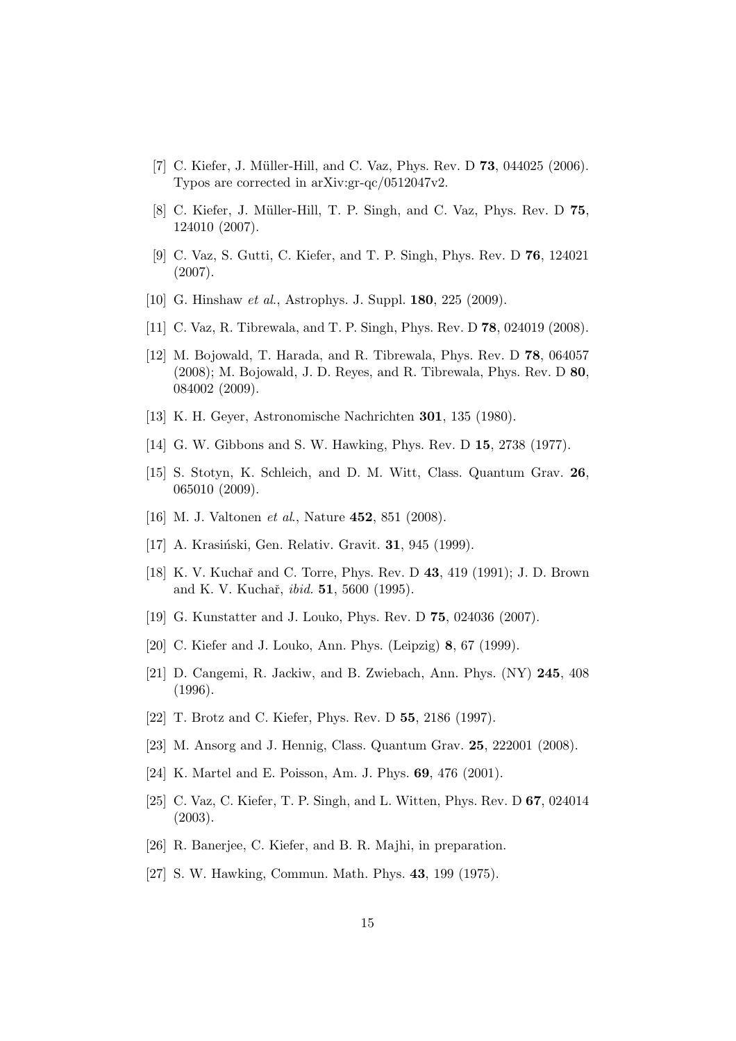[7] C. Kiefer, J. Müller-Hill, and C. Vaz, Phys. Rev. D **73**, 044025 (2006). Typos are corrected in arXiv:gr-qc/0512047v2.

[8] C. Kiefer, J. Müller-Hill, T. P. Singh, and C. Vaz, Phys. Rev. D **75**, 124010 (2007).

[9] C. Vaz, S. Gutti, C. Kiefer, and T. P. Singh, Phys. Rev. D **76**, 124021 (2007).

[10] G. Hinshaw *et al.*, Astrophys. J. Suppl. **180**, 225 (2009).

[11] C. Vaz, R. Tibrewala, and T. P. Singh, Phys. Rev. D **78**, 024019 (2008).

[12] M. Bojowald, T. Harada, and R. Tibrewala, Phys. Rev. D **78**, 064057 (2008); M. Bojowald, J. D. Reyes, and R. Tibrewala, Phys. Rev. D **80**, 084002 (2009).

[13] K. H. Geyer, Astronomische Nachrichten **301**, 135 (1980).

[14] G. W. Gibbons and S. W. Hawking, Phys. Rev. D **15**, 2738 (1977).

[15] S. Stotyn, K. Schleich, and D. M. Witt, Class. Quantum Grav. **26**, 065010 (2009).

[16] M. J. Valtonen *et al.*, Nature **452**, 851 (2008).

[17] A. Krasiński, Gen. Relativ. Gravit. **31**, 945 (1999).

[18] K. V. Kuchař and C. Torre, Phys. Rev. D **43**, 419 (1991); J. D. Brown and K. V. Kuchař, *ibid.* **51**, 5600 (1995).

[19] G. Kunstatter and J. Louko, Phys. Rev. D **75**, 024036 (2007).

[20] C. Kiefer and J. Louko, Ann. Phys. (Leipzig) **8**, 67 (1999).

[21] D. Cangemi, R. Jackiw, and B. Zwiebach, Ann. Phys. (NY) **245**, 408 (1996).

[22] T. Brotz and C. Kiefer, Phys. Rev. D **55**, 2186 (1997).

[23] M. Ansorg and J. Hennig, Class. Quantum Grav. **25**, 222001 (2008).

[24] K. Martel and E. Poisson, Am. J. Phys. **69**, 476 (2001).

[25] C. Vaz, C. Kiefer, T. P. Singh, and L. Witten, Phys. Rev. D **67**, 024014 (2003).

[26] R. Banerjee, C. Kiefer, and B. R. Majhi, in preparation.

[27] S. W. Hawking, Commun. Math. Phys. **43**, 199 (1975).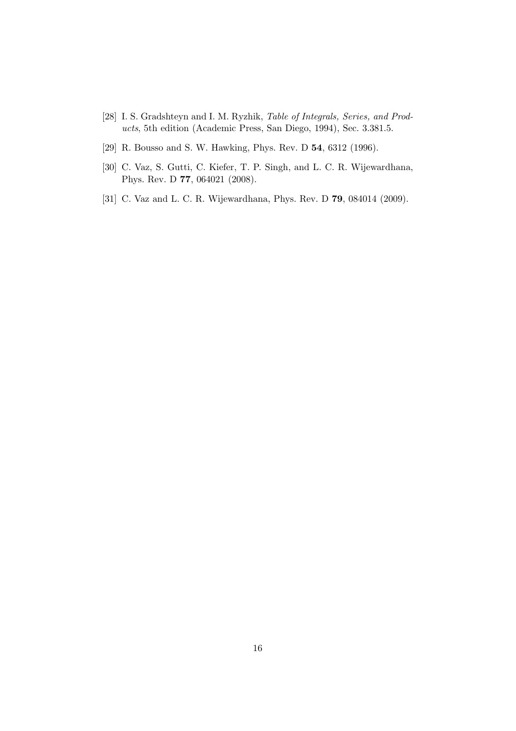[28] I. S. Gradshteyn and I. M. Ryzhik, *Table of Integrals, Series, and Products*, 5th edition (Academic Press, San Diego, 1994), Sec. 3.381.5.

[29] R. Bousso and S. W. Hawking, Phys. Rev. D **54**, 6312 (1996).

[30] C. Vaz, S. Gutti, C. Kiefer, T. P. Singh, and L. C. R. Wijewardhana, Phys. Rev. D **77**, 064021 (2008).

[31] C. Vaz and L. C. R. Wijewardhana, Phys. Rev. D **79**, 084014 (2009).